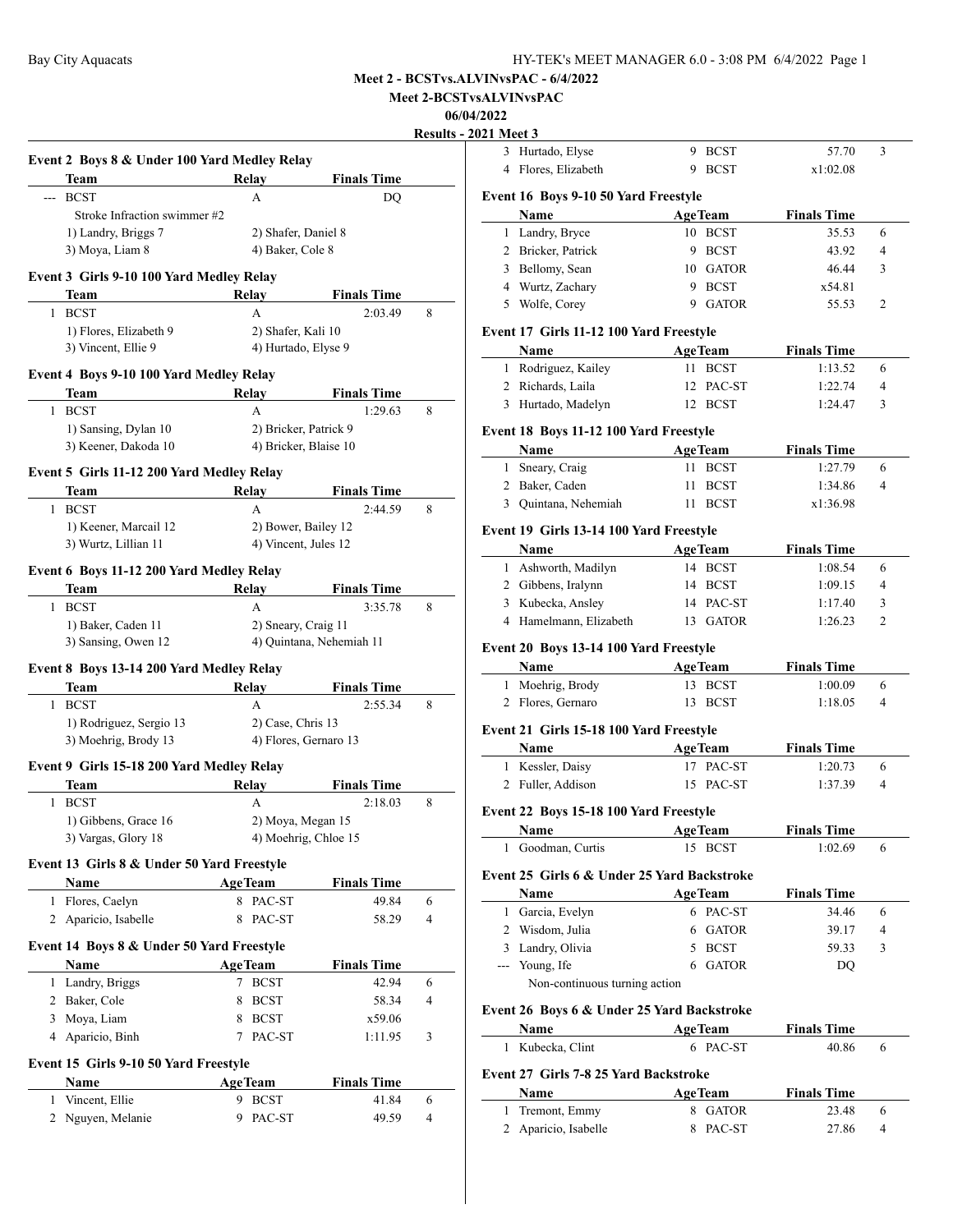**Meet 2 - BCSTvs.ALVINvsPAC - 6/4/2022**

**Meet 2-BCSTvsALVINvsPAC**

**06/04/2022**

**Results - 2021 Meet 3**

### Event 2 Boys 8 & Under 100 Yard Medley Relay

| | Team | Relay | Finals Time | |
|---|---|---|---|---|
| --- | BCST | A | DQ | |

Stroke Infraction swimmer #2

1) Landry, Briggs 7 — 2) Shafer, Daniel 8 — 3) Moya, Liam 8 — 4) Baker, Cole 8

### Event 3 Girls 9-10 100 Yard Medley Relay

| | Team | Relay | Finals Time | |
|---|---|---|---|---|
| 1 | BCST | A | 2:03.49 | 8 |

1) Flores, Elizabeth 9 — 2) Shafer, Kali 10 — 3) Vincent, Ellie 9 — 4) Hurtado, Elyse 9

### Event 4 Boys 9-10 100 Yard Medley Relay

| | Team | Relay | Finals Time | |
|---|---|---|---|---|
| 1 | BCST | A | 1:29.63 | 8 |

1) Sansing, Dylan 10 — 2) Bricker, Patrick 9 — 3) Keener, Dakoda 10 — 4) Bricker, Blaise 10

### Event 5 Girls 11-12 200 Yard Medley Relay

| | Team | Relay | Finals Time | |
|---|---|---|---|---|
| 1 | BCST | A | 2:44.59 | 8 |

1) Keener, Marcail 12 — 2) Bower, Bailey 12 — 3) Wurtz, Lillian 11 — 4) Vincent, Jules 12

### Event 6 Boys 11-12 200 Yard Medley Relay

| | Team | Relay | Finals Time | |
|---|---|---|---|---|
| 1 | BCST | A | 3:35.78 | 8 |

1) Baker, Caden 11 — 2) Sneary, Craig 11 — 3) Sansing, Owen 12 — 4) Quintana, Nehemiah 11

### Event 8 Boys 13-14 200 Yard Medley Relay

| | Team | Relay | Finals Time | |
|---|---|---|---|---|
| 1 | BCST | A | 2:55.34 | 8 |

1) Rodriguez, Sergio 13 — 2) Case, Chris 13 — 3) Moehrig, Brody 13 — 4) Flores, Gernaro 13

### Event 9 Girls 15-18 200 Yard Medley Relay

| | Team | Relay | Finals Time | |
|---|---|---|---|---|
| 1 | BCST | A | 2:18.03 | 8 |

1) Gibbens, Grace 16 — 2) Moya, Megan 15 — 3) Vargas, Glory 18 — 4) Moehrig, Chloe 15

### Event 13 Girls 8 & Under 50 Yard Freestyle

| | Name | Age | Team | Finals Time | |
|---|---|---|---|---|---|
| 1 | Flores, Caelyn | 8 | PAC-ST | 49.84 | 6 |
| 2 | Aparicio, Isabelle | 8 | PAC-ST | 58.29 | 4 |

### Event 14 Boys 8 & Under 50 Yard Freestyle

| | Name | Age | Team | Finals Time | |
|---|---|---|---|---|---|
| 1 | Landry, Briggs | 7 | BCST | 42.94 | 6 |
| 2 | Baker, Cole | 8 | BCST | 58.34 | 4 |
| 3 | Moya, Liam | 8 | BCST | x59.06 | |
| 4 | Aparicio, Binh | 7 | PAC-ST | 1:11.95 | 3 |

### Event 15 Girls 9-10 50 Yard Freestyle

| | Name | Age | Team | Finals Time | |
|---|---|---|---|---|---|
| 1 | Vincent, Ellie | 9 | BCST | 41.84 | 6 |
| 2 | Nguyen, Melanie | 9 | PAC-ST | 49.59 | 4 |
| 3 | Hurtado, Elyse | 9 | BCST | 57.70 | 3 |
| 4 | Flores, Elizabeth | 9 | BCST | x1:02.08 | |

### Event 16 Boys 9-10 50 Yard Freestyle

| | Name | Age | Team | Finals Time | |
|---|---|---|---|---|---|
| 1 | Landry, Bryce | 10 | BCST | 35.53 | 6 |
| 2 | Bricker, Patrick | 9 | BCST | 43.92 | 4 |
| 3 | Bellomy, Sean | 10 | GATOR | 46.44 | 3 |
| 4 | Wurtz, Zachary | 9 | BCST | x54.81 | |
| 5 | Wolfe, Corey | 9 | GATOR | 55.53 | 2 |

### Event 17 Girls 11-12 100 Yard Freestyle

| | Name | Age | Team | Finals Time | |
|---|---|---|---|---|---|
| 1 | Rodriguez, Kailey | 11 | BCST | 1:13.52 | 6 |
| 2 | Richards, Laila | 12 | PAC-ST | 1:22.74 | 4 |
| 3 | Hurtado, Madelyn | 12 | BCST | 1:24.47 | 3 |

### Event 18 Boys 11-12 100 Yard Freestyle

| | Name | Age | Team | Finals Time | |
|---|---|---|---|---|---|
| 1 | Sneary, Craig | 11 | BCST | 1:27.79 | 6 |
| 2 | Baker, Caden | 11 | BCST | 1:34.86 | 4 |
| 3 | Quintana, Nehemiah | 11 | BCST | x1:36.98 | |

### Event 19 Girls 13-14 100 Yard Freestyle

| | Name | Age | Team | Finals Time | |
|---|---|---|---|---|---|
| 1 | Ashworth, Madilyn | 14 | BCST | 1:08.54 | 6 |
| 2 | Gibbens, Iralynn | 14 | BCST | 1:09.15 | 4 |
| 3 | Kubecka, Ansley | 14 | PAC-ST | 1:17.40 | 3 |
| 4 | Hamelmann, Elizabeth | 13 | GATOR | 1:26.23 | 2 |

### Event 20 Boys 13-14 100 Yard Freestyle

| | Name | Age | Team | Finals Time | |
|---|---|---|---|---|---|
| 1 | Moehrig, Brody | 13 | BCST | 1:00.09 | 6 |
| 2 | Flores, Gernaro | 13 | BCST | 1:18.05 | 4 |

### Event 21 Girls 15-18 100 Yard Freestyle

| | Name | Age | Team | Finals Time | |
|---|---|---|---|---|---|
| 1 | Kessler, Daisy | 17 | PAC-ST | 1:20.73 | 6 |
| 2 | Fuller, Addison | 15 | PAC-ST | 1:37.39 | 4 |

### Event 22 Boys 15-18 100 Yard Freestyle

| | Name | Age | Team | Finals Time | |
|---|---|---|---|---|---|
| 1 | Goodman, Curtis | 15 | BCST | 1:02.69 | 6 |

### Event 25 Girls 6 & Under 25 Yard Backstroke

| | Name | Age | Team | Finals Time | |
|---|---|---|---|---|---|
| 1 | Garcia, Evelyn | 6 | PAC-ST | 34.46 | 6 |
| 2 | Wisdom, Julia | 6 | GATOR | 39.17 | 4 |
| 3 | Landry, Olivia | 5 | BCST | 59.33 | 3 |
| --- | Young, Ife | 6 | GATOR | DQ | |

Non-continuous turning action

### Event 26 Boys 6 & Under 25 Yard Backstroke

| | Name | Age | Team | Finals Time | |
|---|---|---|---|---|---|
| 1 | Kubecka, Clint | 6 | PAC-ST | 40.86 | 6 |

### Event 27 Girls 7-8 25 Yard Backstroke

| | Name | Age | Team | Finals Time | |
|---|---|---|---|---|---|
| 1 | Tremont, Emmy | 8 | GATOR | 23.48 | 6 |
| 2 | Aparicio, Isabelle | 8 | PAC-ST | 27.86 | 4 |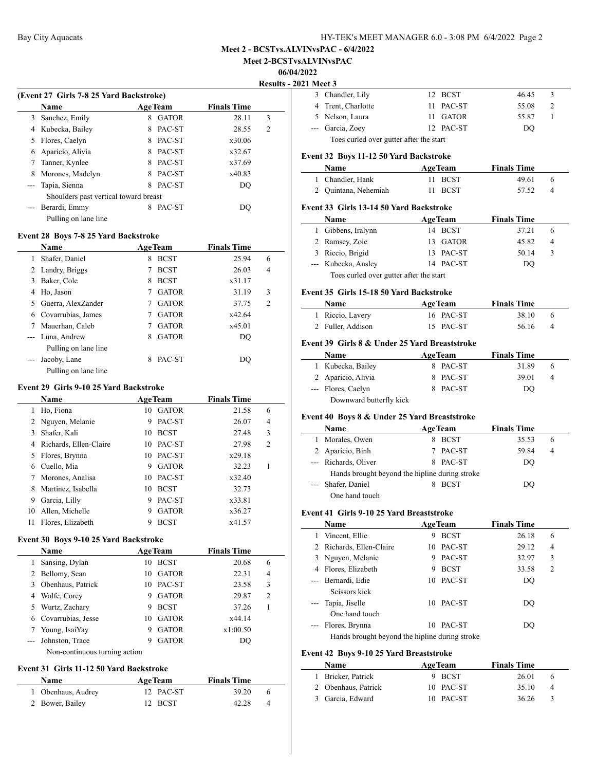**Meet 2 - BCSTvs.ALVINvsPAC - 6/4/2022**

**Meet 2-BCSTvsALVINvsPAC**

**06/04/2022**

**Results - 2021 Meet 3**

### (Event 27 Girls 7-8 25 Yard Backstroke)

| | Name | Age | Team | Finals Time | |
|---|---|---|---|---|---|
| 3 | Sanchez, Emily | 8 | GATOR | 28.11 | 3 |
| 4 | Kubecka, Bailey | 8 | PAC-ST | 28.55 | 2 |
| 5 | Flores, Caelyn | 8 | PAC-ST | x30.06 | |
| 6 | Aparicio, Alivia | 8 | PAC-ST | x32.67 | |
| 7 | Tanner, Kynlee | 8 | PAC-ST | x37.69 | |
| 8 | Morones, Madelyn | 8 | PAC-ST | x40.83 | |
| --- | Tapia, Sienna | 8 | PAC-ST | DQ | |
| | Shoulders past vertical toward breast | | | | |
| --- | Berardi, Emmy | 8 | PAC-ST | DQ | |
| | Pulling on lane line | | | | |

### Event 28 Boys 7-8 25 Yard Backstroke

| | Name | Age | Team | Finals Time | |
|---|---|---|---|---|---|
| 1 | Shafer, Daniel | 8 | BCST | 25.94 | 6 |
| 2 | Landry, Briggs | 7 | BCST | 26.03 | 4 |
| 3 | Baker, Cole | 8 | BCST | x31.17 | |
| 4 | Ho, Jason | 7 | GATOR | 31.19 | 3 |
| 5 | Guerra, AlexZander | 7 | GATOR | 37.75 | 2 |
| 6 | Covarrubias, James | 7 | GATOR | x42.64 | |
| 7 | Mauerhan, Caleb | 7 | GATOR | x45.01 | |
| --- | Luna, Andrew | 8 | GATOR | DQ | |
| | Pulling on lane line | | | | |
| --- | Jacoby, Lane | 8 | PAC-ST | DQ | |
| | Pulling on lane line | | | | |

### Event 29 Girls 9-10 25 Yard Backstroke

| | Name | Age | Team | Finals Time | |
|---|---|---|---|---|---|
| 1 | Ho, Fiona | 10 | GATOR | 21.58 | 6 |
| 2 | Nguyen, Melanie | 9 | PAC-ST | 26.07 | 4 |
| 3 | Shafer, Kali | 10 | BCST | 27.48 | 3 |
| 4 | Richards, Ellen-Claire | 10 | PAC-ST | 27.98 | 2 |
| 5 | Flores, Brynna | 10 | PAC-ST | x29.18 | |
| 6 | Cuello, Mia | 9 | GATOR | 32.23 | 1 |
| 7 | Morones, Analisa | 10 | PAC-ST | x32.40 | |
| 8 | Martinez, Isabella | 10 | BCST | 32.73 | |
| 9 | Garcia, Lilly | 9 | PAC-ST | x33.81 | |
| 10 | Allen, Michelle | 9 | GATOR | x36.27 | |
| 11 | Flores, Elizabeth | 9 | BCST | x41.57 | |

### Event 30 Boys 9-10 25 Yard Backstroke

| | Name | Age | Team | Finals Time | |
|---|---|---|---|---|---|
| 1 | Sansing, Dylan | 10 | BCST | 20.68 | 6 |
| 2 | Bellomy, Sean | 10 | GATOR | 22.31 | 4 |
| 3 | Obenhaus, Patrick | 10 | PAC-ST | 23.58 | 3 |
| 4 | Wolfe, Corey | 9 | GATOR | 29.87 | 2 |
| 5 | Wurtz, Zachary | 9 | BCST | 37.26 | 1 |
| 6 | Covarrubias, Jesse | 10 | GATOR | x44.14 | |
| 7 | Young, IsaiYay | 9 | GATOR | x1:00.50 | |
| --- | Johnston, Trace | 9 | GATOR | DQ | |
| | Non-continuous turning action | | | | |

### Event 31 Girls 11-12 50 Yard Backstroke

| | Name | Age | Team | Finals Time | |
|---|---|---|---|---|---|
| 1 | Obenhaus, Audrey | 12 | PAC-ST | 39.20 | 6 |
| 2 | Bower, Bailey | 12 | BCST | 42.28 | 4 |
| 3 | Chandler, Lily | 12 | BCST | 46.45 | 3 |
| 4 | Trent, Charlotte | 11 | PAC-ST | 55.08 | 2 |
| 5 | Nelson, Laura | 11 | GATOR | 55.87 | 1 |
| --- | Garcia, Zoey | 12 | PAC-ST | DQ | |
| | Toes curled over gutter after the start | | | | |

### Event 32 Boys 11-12 50 Yard Backstroke

| | Name | Age | Team | Finals Time | |
|---|---|---|---|---|---|
| 1 | Chandler, Hank | 11 | BCST | 49.61 | 6 |
| 2 | Quintana, Nehemiah | 11 | BCST | 57.52 | 4 |

### Event 33 Girls 13-14 50 Yard Backstroke

| | Name | Age | Team | Finals Time | |
|---|---|---|---|---|---|
| 1 | Gibbens, Iralynn | 14 | BCST | 37.21 | 6 |
| 2 | Ramsey, Zoie | 13 | GATOR | 45.82 | 4 |
| 3 | Riccio, Brigid | 13 | PAC-ST | 50.14 | 3 |
| --- | Kubecka, Ansley | 14 | PAC-ST | DQ | |
| | Toes curled over gutter after the start | | | | |

### Event 35 Girls 15-18 50 Yard Backstroke

| | Name | Age | Team | Finals Time | |
|---|---|---|---|---|---|
| 1 | Riccio, Lavery | 16 | PAC-ST | 38.10 | 6 |
| 2 | Fuller, Addison | 15 | PAC-ST | 56.16 | 4 |

### Event 39 Girls 8 & Under 25 Yard Breaststroke

| | Name | Age | Team | Finals Time | |
|---|---|---|---|---|---|
| 1 | Kubecka, Bailey | 8 | PAC-ST | 31.89 | 6 |
| 2 | Aparicio, Alivia | 8 | PAC-ST | 39.01 | 4 |
| --- | Flores, Caelyn | 8 | PAC-ST | DQ | |
| | Downward butterfly kick | | | | |

### Event 40 Boys 8 & Under 25 Yard Breaststroke

| | Name | Age | Team | Finals Time | |
|---|---|---|---|---|---|
| 1 | Morales, Owen | 8 | BCST | 35.53 | 6 |
| 2 | Aparicio, Binh | 7 | PAC-ST | 59.84 | 4 |
| --- | Richards, Oliver | 8 | PAC-ST | DQ | |
| | Hands brought beyond the hipline during stroke | | | | |
| --- | Shafer, Daniel | 8 | BCST | DQ | |
| | One hand touch | | | | |

### Event 41 Girls 9-10 25 Yard Breaststroke

| | Name | Age | Team | Finals Time | |
|---|---|---|---|---|---|
| 1 | Vincent, Ellie | 9 | BCST | 26.18 | 6 |
| 2 | Richards, Ellen-Claire | 10 | PAC-ST | 29.12 | 4 |
| 3 | Nguyen, Melanie | 9 | PAC-ST | 32.97 | 3 |
| 4 | Flores, Elizabeth | 9 | BCST | 33.58 | 2 |
| --- | Bernardi, Edie | 10 | PAC-ST | DQ | |
| | Scissors kick | | | | |
| --- | Tapia, Jiselle | 10 | PAC-ST | DQ | |
| | One hand touch | | | | |
| --- | Flores, Brynna | 10 | PAC-ST | DQ | |
| | Hands brought beyond the hipline during stroke | | | | |

### Event 42 Boys 9-10 25 Yard Breaststroke

| | Name | Age | Team | Finals Time | |
|---|---|---|---|---|---|
| 1 | Bricker, Patrick | 9 | BCST | 26.01 | 6 |
| 2 | Obenhaus, Patrick | 10 | PAC-ST | 35.10 | 4 |
| 3 | Garcia, Edward | 10 | PAC-ST | 36.26 | 3 |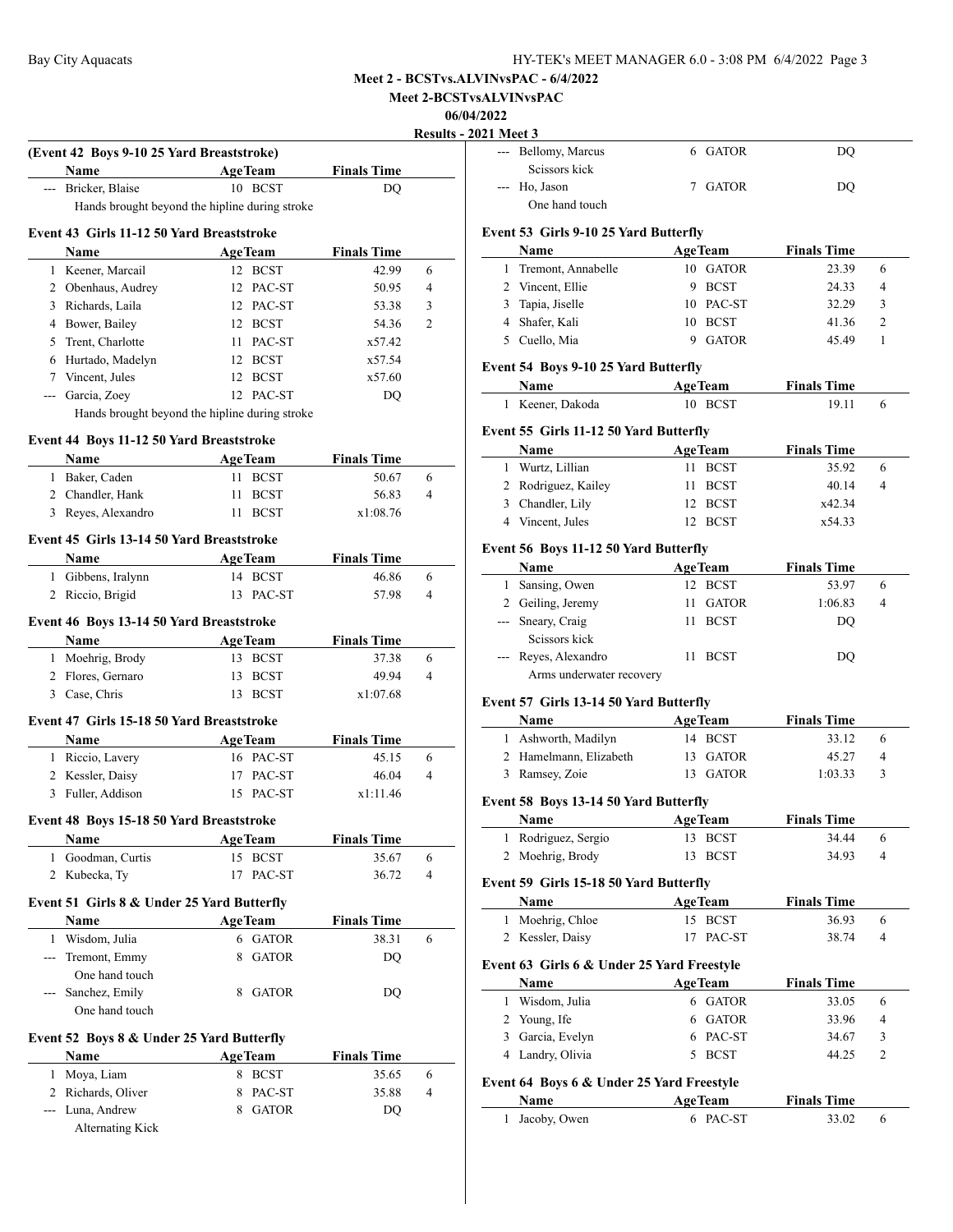Meet 2 - BCSTvs.ALVINvsPAC - 6/4/2022

Meet 2-BCSTvsALVINvsPAC

06/04/2022

Results - 2021 Meet 3

### (Event 42 Boys 9-10 25 Yard Breaststroke)

| | Name | Age | Team | Finals Time | |
|---|---|---|---|---|---|
| --- | Bricker, Blaise | 10 | BCST | DQ | |
| | Hands brought beyond the hipline during stroke | | | | |

### Event 43 Girls 11-12 50 Yard Breaststroke

| | Name | Age | Team | Finals Time | |
|---|---|---|---|---|---|
| 1 | Keener, Marcail | 12 | BCST | 42.99 | 6 |
| 2 | Obenhaus, Audrey | 12 | PAC-ST | 50.95 | 4 |
| 3 | Richards, Laila | 12 | PAC-ST | 53.38 | 3 |
| 4 | Bower, Bailey | 12 | BCST | 54.36 | 2 |
| 5 | Trent, Charlotte | 11 | PAC-ST | x57.42 | |
| 6 | Hurtado, Madelyn | 12 | BCST | x57.54 | |
| 7 | Vincent, Jules | 12 | BCST | x57.60 | |
| --- | Garcia, Zoey | 12 | PAC-ST | DQ | |
| | Hands brought beyond the hipline during stroke | | | | |

### Event 44 Boys 11-12 50 Yard Breaststroke

| | Name | Age | Team | Finals Time | |
|---|---|---|---|---|---|
| 1 | Baker, Caden | 11 | BCST | 50.67 | 6 |
| 2 | Chandler, Hank | 11 | BCST | 56.83 | 4 |
| 3 | Reyes, Alexandro | 11 | BCST | x1:08.76 | |

### Event 45 Girls 13-14 50 Yard Breaststroke

| | Name | Age | Team | Finals Time | |
|---|---|---|---|---|---|
| 1 | Gibbens, Iralynn | 14 | BCST | 46.86 | 6 |
| 2 | Riccio, Brigid | 13 | PAC-ST | 57.98 | 4 |

### Event 46 Boys 13-14 50 Yard Breaststroke

| | Name | Age | Team | Finals Time | |
|---|---|---|---|---|---|
| 1 | Moehrig, Brody | 13 | BCST | 37.38 | 6 |
| 2 | Flores, Gernaro | 13 | BCST | 49.94 | 4 |
| 3 | Case, Chris | 13 | BCST | x1:07.68 | |

### Event 47 Girls 15-18 50 Yard Breaststroke

| | Name | Age | Team | Finals Time | |
|---|---|---|---|---|---|
| 1 | Riccio, Lavery | 16 | PAC-ST | 45.15 | 6 |
| 2 | Kessler, Daisy | 17 | PAC-ST | 46.04 | 4 |
| 3 | Fuller, Addison | 15 | PAC-ST | x1:11.46 | |

### Event 48 Boys 15-18 50 Yard Breaststroke

| | Name | Age | Team | Finals Time | |
|---|---|---|---|---|---|
| 1 | Goodman, Curtis | 15 | BCST | 35.67 | 6 |
| 2 | Kubecka, Ty | 17 | PAC-ST | 36.72 | 4 |

### Event 51 Girls 8 & Under 25 Yard Butterfly

| | Name | Age | Team | Finals Time | |
|---|---|---|---|---|---|
| 1 | Wisdom, Julia | 6 | GATOR | 38.31 | 6 |
| --- | Tremont, Emmy | 8 | GATOR | DQ | |
| | One hand touch | | | | |
| --- | Sanchez, Emily | 8 | GATOR | DQ | |
| | One hand touch | | | | |

### Event 52 Boys 8 & Under 25 Yard Butterfly

| | Name | Age | Team | Finals Time | |
|---|---|---|---|---|---|
| 1 | Moya, Liam | 8 | BCST | 35.65 | 6 |
| 2 | Richards, Oliver | 8 | PAC-ST | 35.88 | 4 |
| --- | Luna, Andrew | 8 | GATOR | DQ | |
| | Alternating Kick | | | | |
| --- | Bellomy, Marcus | 6 | GATOR | DQ | |
| | Scissors kick | | | | |
| --- | Ho, Jason | 7 | GATOR | DQ | |
| | One hand touch | | | | |

### Event 53 Girls 9-10 25 Yard Butterfly

| | Name | Age | Team | Finals Time | |
|---|---|---|---|---|---|
| 1 | Tremont, Annabelle | 10 | GATOR | 23.39 | 6 |
| 2 | Vincent, Ellie | 9 | BCST | 24.33 | 4 |
| 3 | Tapia, Jiselle | 10 | PAC-ST | 32.29 | 3 |
| 4 | Shafer, Kali | 10 | BCST | 41.36 | 2 |
| 5 | Cuello, Mia | 9 | GATOR | 45.49 | 1 |

### Event 54 Boys 9-10 25 Yard Butterfly

| | Name | Age | Team | Finals Time | |
|---|---|---|---|---|---|
| 1 | Keener, Dakoda | 10 | BCST | 19.11 | 6 |

### Event 55 Girls 11-12 50 Yard Butterfly

| | Name | Age | Team | Finals Time | |
|---|---|---|---|---|---|
| 1 | Wurtz, Lillian | 11 | BCST | 35.92 | 6 |
| 2 | Rodriguez, Kailey | 11 | BCST | 40.14 | 4 |
| 3 | Chandler, Lily | 12 | BCST | x42.34 | |
| 4 | Vincent, Jules | 12 | BCST | x54.33 | |

### Event 56 Boys 11-12 50 Yard Butterfly

| | Name | Age | Team | Finals Time | |
|---|---|---|---|---|---|
| 1 | Sansing, Owen | 12 | BCST | 53.97 | 6 |
| 2 | Geiling, Jeremy | 11 | GATOR | 1:06.83 | 4 |
| --- | Sneary, Craig | 11 | BCST | DQ | |
| | Scissors kick | | | | |
| --- | Reyes, Alexandro | 11 | BCST | DQ | |
| | Arms underwater recovery | | | | |

### Event 57 Girls 13-14 50 Yard Butterfly

| | Name | Age | Team | Finals Time | |
|---|---|---|---|---|---|
| 1 | Ashworth, Madilyn | 14 | BCST | 33.12 | 6 |
| 2 | Hamelmann, Elizabeth | 13 | GATOR | 45.27 | 4 |
| 3 | Ramsey, Zoie | 13 | GATOR | 1:03.33 | 3 |

### Event 58 Boys 13-14 50 Yard Butterfly

| | Name | Age | Team | Finals Time | |
|---|---|---|---|---|---|
| 1 | Rodriguez, Sergio | 13 | BCST | 34.44 | 6 |
| 2 | Moehrig, Brody | 13 | BCST | 34.93 | 4 |

### Event 59 Girls 15-18 50 Yard Butterfly

| | Name | Age | Team | Finals Time | |
|---|---|---|---|---|---|
| 1 | Moehrig, Chloe | 15 | BCST | 36.93 | 6 |
| 2 | Kessler, Daisy | 17 | PAC-ST | 38.74 | 4 |

### Event 63 Girls 6 & Under 25 Yard Freestyle

| | Name | Age | Team | Finals Time | |
|---|---|---|---|---|---|
| 1 | Wisdom, Julia | 6 | GATOR | 33.05 | 6 |
| 2 | Young, Ife | 6 | GATOR | 33.96 | 4 |
| 3 | Garcia, Evelyn | 6 | PAC-ST | 34.67 | 3 |
| 4 | Landry, Olivia | 5 | BCST | 44.25 | 2 |

### Event 64 Boys 6 & Under 25 Yard Freestyle

| | Name | Age | Team | Finals Time | |
|---|---|---|---|---|---|
| 1 | Jacoby, Owen | 6 | PAC-ST | 33.02 | 6 |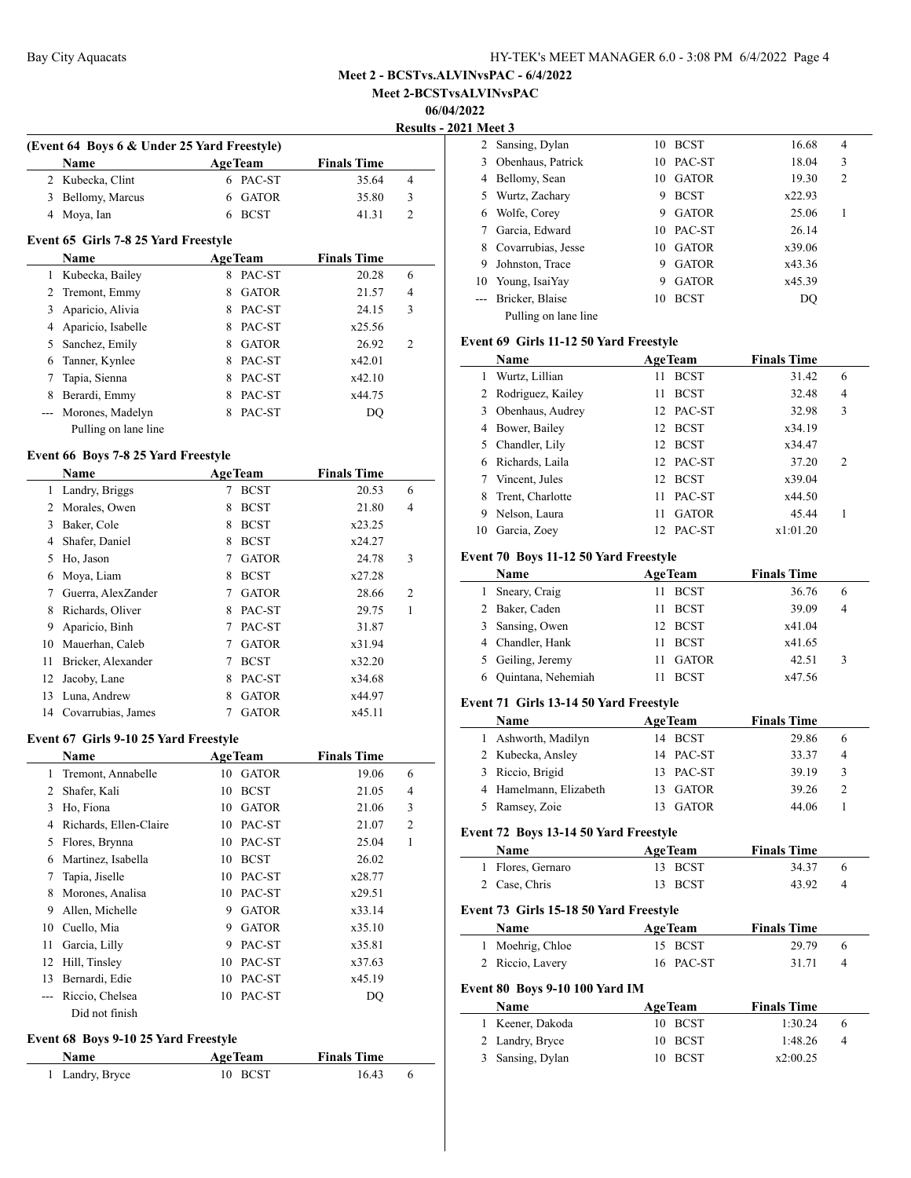**Meet 2 - BCSTvs.ALVINvsPAC - 6/4/2022**

**Meet 2-BCSTvsALVINvsPAC**

**06/04/2022**

**Results - 2021 Meet 3**

### (Event 64 Boys 6 & Under 25 Yard Freestyle)

| | Name | Age | Team | Finals Time | |
|---|---|---|---|---|---|
| 2 | Kubecka, Clint | 6 | PAC-ST | 35.64 | 4 |
| 3 | Bellomy, Marcus | 6 | GATOR | 35.80 | 3 |
| 4 | Moya, Ian | 6 | BCST | 41.31 | 2 |

### Event 65 Girls 7-8 25 Yard Freestyle

| | Name | Age | Team | Finals Time | |
|---|---|---|---|---|---|
| 1 | Kubecka, Bailey | 8 | PAC-ST | 20.28 | 6 |
| 2 | Tremont, Emmy | 8 | GATOR | 21.57 | 4 |
| 3 | Aparicio, Alivia | 8 | PAC-ST | 24.15 | 3 |
| 4 | Aparicio, Isabelle | 8 | PAC-ST | x25.56 | |
| 5 | Sanchez, Emily | 8 | GATOR | 26.92 | 2 |
| 6 | Tanner, Kynlee | 8 | PAC-ST | x42.01 | |
| 7 | Tapia, Sienna | 8 | PAC-ST | x42.10 | |
| 8 | Berardi, Emmy | 8 | PAC-ST | x44.75 | |
| --- | Morones, Madelyn | 8 | PAC-ST | DQ | |
| | Pulling on lane line | | | | |

### Event 66 Boys 7-8 25 Yard Freestyle

| | Name | Age | Team | Finals Time | |
|---|---|---|---|---|---|
| 1 | Landry, Briggs | 7 | BCST | 20.53 | 6 |
| 2 | Morales, Owen | 8 | BCST | 21.80 | 4 |
| 3 | Baker, Cole | 8 | BCST | x23.25 | |
| 4 | Shafer, Daniel | 8 | BCST | x24.27 | |
| 5 | Ho, Jason | 7 | GATOR | 24.78 | 3 |
| 6 | Moya, Liam | 8 | BCST | x27.28 | |
| 7 | Guerra, AlexZander | 7 | GATOR | 28.66 | 2 |
| 8 | Richards, Oliver | 8 | PAC-ST | 29.75 | 1 |
| 9 | Aparicio, Binh | 7 | PAC-ST | 31.87 | |
| 10 | Mauerhan, Caleb | 7 | GATOR | x31.94 | |
| 11 | Bricker, Alexander | 7 | BCST | x32.20 | |
| 12 | Jacoby, Lane | 8 | PAC-ST | x34.68 | |
| 13 | Luna, Andrew | 8 | GATOR | x44.97 | |
| 14 | Covarrubias, James | 7 | GATOR | x45.11 | |

### Event 67 Girls 9-10 25 Yard Freestyle

| | Name | Age | Team | Finals Time | |
|---|---|---|---|---|---|
| 1 | Tremont, Annabelle | 10 | GATOR | 19.06 | 6 |
| 2 | Shafer, Kali | 10 | BCST | 21.05 | 4 |
| 3 | Ho, Fiona | 10 | GATOR | 21.06 | 3 |
| 4 | Richards, Ellen-Claire | 10 | PAC-ST | 21.07 | 2 |
| 5 | Flores, Brynna | 10 | PAC-ST | 25.04 | 1 |
| 6 | Martinez, Isabella | 10 | BCST | 26.02 | |
| 7 | Tapia, Jiselle | 10 | PAC-ST | x28.77 | |
| 8 | Morones, Analisa | 10 | PAC-ST | x29.51 | |
| 9 | Allen, Michelle | 9 | GATOR | x33.14 | |
| 10 | Cuello, Mia | 9 | GATOR | x35.10 | |
| 11 | Garcia, Lilly | 9 | PAC-ST | x35.81 | |
| 12 | Hill, Tinsley | 10 | PAC-ST | x37.63 | |
| 13 | Bernardi, Edie | 10 | PAC-ST | x45.19 | |
| --- | Riccio, Chelsea | 10 | PAC-ST | DQ | |
| | Did not finish | | | | |

### Event 68 Boys 9-10 25 Yard Freestyle

| | Name | Age | Team | Finals Time | |
|---|---|---|---|---|---|
| 1 | Landry, Bryce | 10 | BCST | 16.43 | 6 |
| 2 | Sansing, Dylan | 10 | BCST | 16.68 | 4 |
| 3 | Obenhaus, Patrick | 10 | PAC-ST | 18.04 | 3 |
| 4 | Bellomy, Sean | 10 | GATOR | 19.30 | 2 |
| 5 | Wurtz, Zachary | 9 | BCST | x22.93 | |
| 6 | Wolfe, Corey | 9 | GATOR | 25.06 | 1 |
| 7 | Garcia, Edward | 10 | PAC-ST | 26.14 | |
| 8 | Covarrubias, Jesse | 10 | GATOR | x39.06 | |
| 9 | Johnston, Trace | 9 | GATOR | x43.36 | |
| 10 | Young, IsaiYay | 9 | GATOR | x45.39 | |
| --- | Bricker, Blaise | 10 | BCST | DQ | |
| | Pulling on lane line | | | | |

### Event 69 Girls 11-12 50 Yard Freestyle

| | Name | Age | Team | Finals Time | |
|---|---|---|---|---|---|
| 1 | Wurtz, Lillian | 11 | BCST | 31.42 | 6 |
| 2 | Rodriguez, Kailey | 11 | BCST | 32.48 | 4 |
| 3 | Obenhaus, Audrey | 12 | PAC-ST | 32.98 | 3 |
| 4 | Bower, Bailey | 12 | BCST | x34.19 | |
| 5 | Chandler, Lily | 12 | BCST | x34.47 | |
| 6 | Richards, Laila | 12 | PAC-ST | 37.20 | 2 |
| 7 | Vincent, Jules | 12 | BCST | x39.04 | |
| 8 | Trent, Charlotte | 11 | PAC-ST | x44.50 | |
| 9 | Nelson, Laura | 11 | GATOR | 45.44 | 1 |
| 10 | Garcia, Zoey | 12 | PAC-ST | x1:01.20 | |

### Event 70 Boys 11-12 50 Yard Freestyle

| | Name | Age | Team | Finals Time | |
|---|---|---|---|---|---|
| 1 | Sneary, Craig | 11 | BCST | 36.76 | 6 |
| 2 | Baker, Caden | 11 | BCST | 39.09 | 4 |
| 3 | Sansing, Owen | 12 | BCST | x41.04 | |
| 4 | Chandler, Hank | 11 | BCST | x41.65 | |
| 5 | Geiling, Jeremy | 11 | GATOR | 42.51 | 3 |
| 6 | Quintana, Nehemiah | 11 | BCST | x47.56 | |

### Event 71 Girls 13-14 50 Yard Freestyle

| | Name | Age | Team | Finals Time | |
|---|---|---|---|---|---|
| 1 | Ashworth, Madilyn | 14 | BCST | 29.86 | 6 |
| 2 | Kubecka, Ansley | 14 | PAC-ST | 33.37 | 4 |
| 3 | Riccio, Brigid | 13 | PAC-ST | 39.19 | 3 |
| 4 | Hamelmann, Elizabeth | 13 | GATOR | 39.26 | 2 |
| 5 | Ramsey, Zoie | 13 | GATOR | 44.06 | 1 |

### Event 72 Boys 13-14 50 Yard Freestyle

| | Name | Age | Team | Finals Time | |
|---|---|---|---|---|---|
| 1 | Flores, Gernaro | 13 | BCST | 34.37 | 6 |
| 2 | Case, Chris | 13 | BCST | 43.92 | 4 |

### Event 73 Girls 15-18 50 Yard Freestyle

| | Name | Age | Team | Finals Time | |
|---|---|---|---|---|---|
| 1 | Moehrig, Chloe | 15 | BCST | 29.79 | 6 |
| 2 | Riccio, Lavery | 16 | PAC-ST | 31.71 | 4 |

### Event 80 Boys 9-10 100 Yard IM

| | Name | Age | Team | Finals Time | |
|---|---|---|---|---|---|
| 1 | Keener, Dakoda | 10 | BCST | 1:30.24 | 6 |
| 2 | Landry, Bryce | 10 | BCST | 1:48.26 | 4 |
| 3 | Sansing, Dylan | 10 | BCST | x2:00.25 | |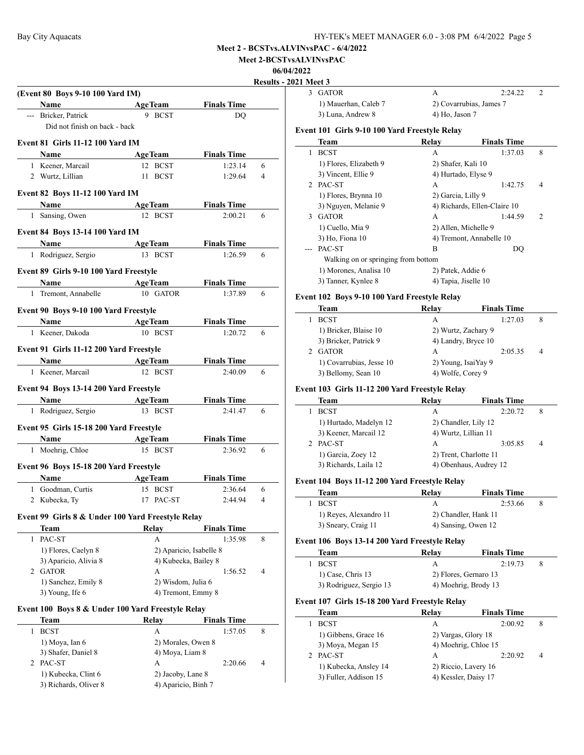**Meet 2 - BCSTvs.ALVINvsPAC - 6/4/2022**

**Meet 2-BCSTvsALVINvsPAC**

**06/04/2022**

**Results - 2021 Meet 3**

### (Event 80 Boys 9-10 100 Yard IM)

| | Name | Age | Team | Finals Time | |
|---|---|---|---|---|---|
| --- | Bricker, Patrick | 9 | BCST | DQ | |
| | Did not finish on back - back | | | | |

### Event 81 Girls 11-12 100 Yard IM

| | Name | Age | Team | Finals Time | |
|---|---|---|---|---|---|
| 1 | Keener, Marcail | 12 | BCST | 1:23.14 | 6 |
| 2 | Wurtz, Lillian | 11 | BCST | 1:29.64 | 4 |

### Event 82 Boys 11-12 100 Yard IM

| | Name | Age | Team | Finals Time | |
|---|---|---|---|---|---|
| 1 | Sansing, Owen | 12 | BCST | 2:00.21 | 6 |

### Event 84 Boys 13-14 100 Yard IM

| | Name | Age | Team | Finals Time | |
|---|---|---|---|---|---|
| 1 | Rodriguez, Sergio | 13 | BCST | 1:26.59 | 6 |

### Event 89 Girls 9-10 100 Yard Freestyle

| | Name | Age | Team | Finals Time | |
|---|---|---|---|---|---|
| 1 | Tremont, Annabelle | 10 | GATOR | 1:37.89 | 6 |

### Event 90 Boys 9-10 100 Yard Freestyle

| | Name | Age | Team | Finals Time | |
|---|---|---|---|---|---|
| 1 | Keener, Dakoda | 10 | BCST | 1:20.72 | 6 |

### Event 91 Girls 11-12 200 Yard Freestyle

| | Name | Age | Team | Finals Time | |
|---|---|---|---|---|---|
| 1 | Keener, Marcail | 12 | BCST | 2:40.09 | 6 |

### Event 94 Boys 13-14 200 Yard Freestyle

| | Name | Age | Team | Finals Time | |
|---|---|---|---|---|---|
| 1 | Rodriguez, Sergio | 13 | BCST | 2:41.47 | 6 |

### Event 95 Girls 15-18 200 Yard Freestyle

| | Name | Age | Team | Finals Time | |
|---|---|---|---|---|---|
| 1 | Moehrig, Chloe | 15 | BCST | 2:36.92 | 6 |

### Event 96 Boys 15-18 200 Yard Freestyle

| | Name | Age | Team | Finals Time | |
|---|---|---|---|---|---|
| 1 | Goodman, Curtis | 15 | BCST | 2:36.64 | 6 |
| 2 | Kubecka, Ty | 17 | PAC-ST | 2:44.94 | 4 |

### Event 99 Girls 8 & Under 100 Yard Freestyle Relay

| | Team | Relay | Finals Time | |
|---|---|---|---|---|
| 1 | PAC-ST | A | 1:35.98 | 8 |
| | 1) Flores, Caelyn 8 | 2) Aparicio, Isabelle 8 | | |
| | 3) Aparicio, Alivia 8 | 4) Kubecka, Bailey 8 | | |
| 2 | GATOR | A | 1:56.52 | 4 |
| | 1) Sanchez, Emily 8 | 2) Wisdom, Julia 6 | | |
| | 3) Young, Ife 6 | 4) Tremont, Emmy 8 | | |

### Event 100 Boys 8 & Under 100 Yard Freestyle Relay

| | Team | Relay | Finals Time | |
|---|---|---|---|---|
| 1 | BCST | A | 1:57.05 | 8 |
| | 1) Moya, Ian 6 | 2) Morales, Owen 8 | | |
| | 3) Shafer, Daniel 8 | 4) Moya, Liam 8 | | |
| 2 | PAC-ST | A | 2:20.66 | 4 |
| | 1) Kubecka, Clint 6 | 2) Jacoby, Lane 8 | | |
| | 3) Richards, Oliver 8 | 4) Aparicio, Binh 7 | | |
| 3 | GATOR | A | 2:24.22 | 2 |
| | 1) Mauerhan, Caleb 7 | 2) Covarrubias, James 7 | | |
| | 3) Luna, Andrew 8 | 4) Ho, Jason 7 | | |

### Event 101 Girls 9-10 100 Yard Freestyle Relay

| | Team | Relay | Finals Time | |
|---|---|---|---|---|
| 1 | BCST | A | 1:37.03 | 8 |
| | 1) Flores, Elizabeth 9 | 2) Shafer, Kali 10 | | |
| | 3) Vincent, Ellie 9 | 4) Hurtado, Elyse 9 | | |
| 2 | PAC-ST | A | 1:42.75 | 4 |
| | 1) Flores, Brynna 10 | 2) Garcia, Lilly 9 | | |
| | 3) Nguyen, Melanie 9 | 4) Richards, Ellen-Claire 10 | | |
| 3 | GATOR | A | 1:44.59 | 2 |
| | 1) Cuello, Mia 9 | 2) Allen, Michelle 9 | | |
| | 3) Ho, Fiona 10 | 4) Tremont, Annabelle 10 | | |
| --- | PAC-ST | B | DQ | |
| | Walking on or springing from bottom | | | |
| | 1) Morones, Analisa 10 | 2) Patek, Addie 6 | | |
| | 3) Tanner, Kynlee 8 | 4) Tapia, Jiselle 10 | | |

### Event 102 Boys 9-10 100 Yard Freestyle Relay

| | Team | Relay | Finals Time | |
|---|---|---|---|---|
| 1 | BCST | A | 1:27.03 | 8 |
| | 1) Bricker, Blaise 10 | 2) Wurtz, Zachary 9 | | |
| | 3) Bricker, Patrick 9 | 4) Landry, Bryce 10 | | |
| 2 | GATOR | A | 2:05.35 | 4 |
| | 1) Covarrubias, Jesse 10 | 2) Young, IsaiYay 9 | | |
| | 3) Bellomy, Sean 10 | 4) Wolfe, Corey 9 | | |

### Event 103 Girls 11-12 200 Yard Freestyle Relay

| | Team | Relay | Finals Time | |
|---|---|---|---|---|
| 1 | BCST | A | 2:20.72 | 8 |
| | 1) Hurtado, Madelyn 12 | 2) Chandler, Lily 12 | | |
| | 3) Keener, Marcail 12 | 4) Wurtz, Lillian 11 | | |
| 2 | PAC-ST | A | 3:05.85 | 4 |
| | 1) Garcia, Zoey 12 | 2) Trent, Charlotte 11 | | |
| | 3) Richards, Laila 12 | 4) Obenhaus, Audrey 12 | | |

### Event 104 Boys 11-12 200 Yard Freestyle Relay

| | Team | Relay | Finals Time | |
|---|---|---|---|---|
| 1 | BCST | A | 2:53.66 | 8 |
| | 1) Reyes, Alexandro 11 | 2) Chandler, Hank 11 | | |
| | 3) Sneary, Craig 11 | 4) Sansing, Owen 12 | | |

### Event 106 Boys 13-14 200 Yard Freestyle Relay

| | Team | Relay | Finals Time | |
|---|---|---|---|---|
| 1 | BCST | A | 2:19.73 | 8 |
| | 1) Case, Chris 13 | 2) Flores, Gernaro 13 | | |
| | 3) Rodriguez, Sergio 13 | 4) Moehrig, Brody 13 | | |

### Event 107 Girls 15-18 200 Yard Freestyle Relay

| | Team | Relay | Finals Time | |
|---|---|---|---|---|
| 1 | BCST | A | 2:00.92 | 8 |
| | 1) Gibbens, Grace 16 | 2) Vargas, Glory 18 | | |
| | 3) Moya, Megan 15 | 4) Moehrig, Chloe 15 | | |
| 2 | PAC-ST | A | 2:20.92 | 4 |
| | 1) Kubecka, Ansley 14 | 2) Riccio, Lavery 16 | | |
| | 3) Fuller, Addison 15 | 4) Kessler, Daisy 17 | | |